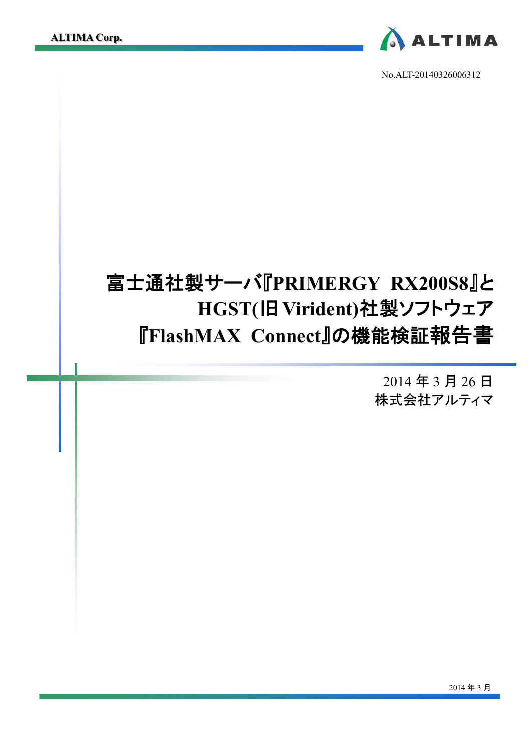No.ALT-20140326006312

# 富士通社製サーバ『PRIMERGY RX200S8』とHGST(旧 Virident)社製ソフトウェア『FlashMAX Connect』の機能検証報告書

2014 年 3 月 26 日

株式会社アルティマ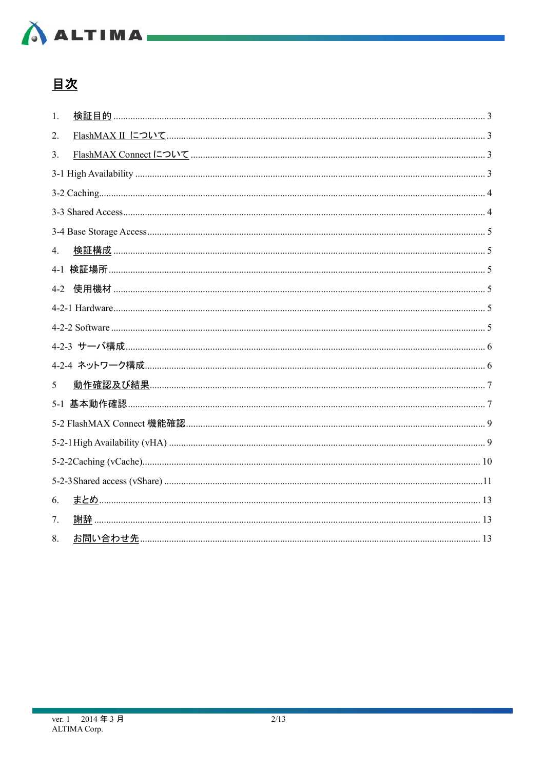# 目次

1. 検証目的 ........ 3
2. FlashMAX II について ........ 3
3. FlashMAX Connect について ........ 3

3-1 High Availability ........ 3

3-2 Caching ........ 4

3-3 Shared Access ........ 4

3-4 Base Storage Access ........ 5

4. 検証構成 ........ 5

4-1 検証場所 ........ 5

4-2 使用機材 ........ 5

4-2-1 Hardware ........ 5

4-2-2 Software ........ 5

4-2-3 サーバ構成 ........ 6

4-2-4 ネットワーク構成 ........ 6

5 動作確認及び結果 ........ 7

5-1 基本動作確認 ........ 7

5-2 FlashMAX Connect 機能確認 ........ 9

5-2-1 High Availability (vHA) ........ 9

5-2-2 Caching (vCache) ........ 10

5-2-3 Shared access (vShare) ........ 11

6. まとめ ........ 13
7. 謝辞 ........ 13
8. お問い合わせ先 ........ 13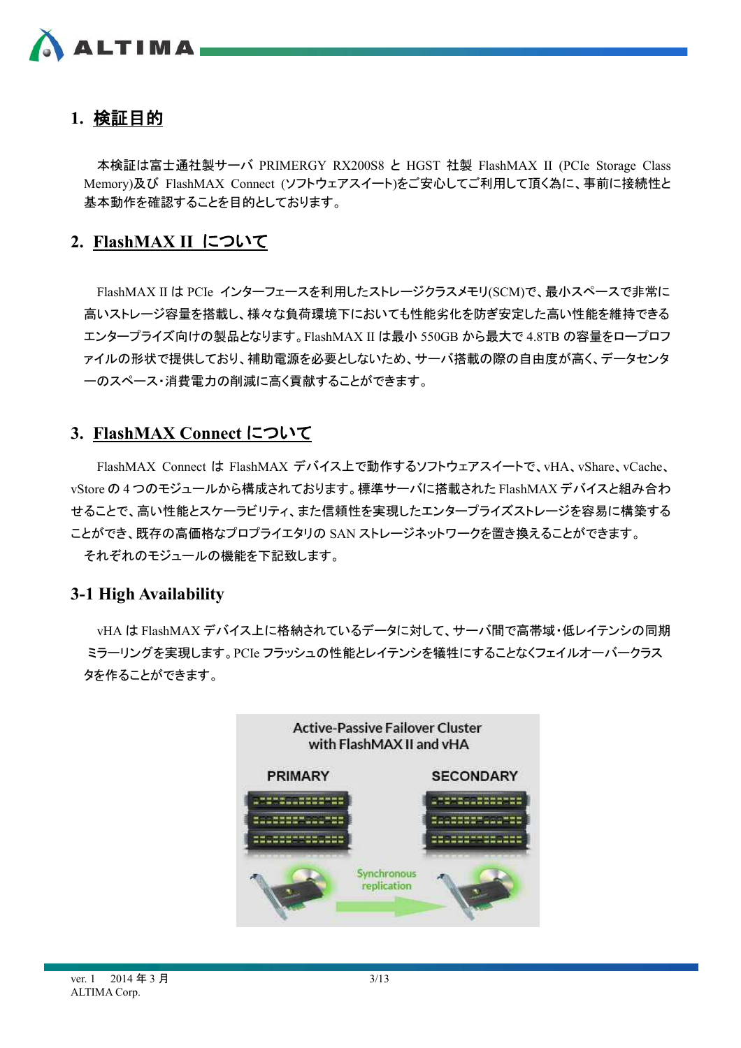## 1. 検証目的

本検証は富士通社製サーバ PRIMERGY RX200S8 と HGST 社製 FlashMAX II (PCIe Storage Class Memory)及び FlashMAX Connect (ソフトウェアスイート)をご安心してご利用して頂く為に、事前に接続性と基本動作を確認することを目的としております。

## 2. FlashMAX II について

FlashMAX II は PCIe インターフェースを利用したストレージクラスメモリ(SCM)で、最小スペースで非常に高いストレージ容量を搭載し、様々な負荷環境下においても性能劣化を防ぎ安定した高い性能を維持できるエンタープライズ向けの製品となります。FlashMAX II は最小 550GB から最大で 4.8TB の容量をロープロファイルの形状で提供しており、補助電源を必要としないため、サーバ搭載の際の自由度が高く、データセンターのスペース・消費電力の削減に高く貢献することができます。

## 3. FlashMAX Connect について

FlashMAX Connect は FlashMAX デバイス上で動作するソフトウェアスイートで、vHA、vShare、vCache、vStore の 4 つのモジュールから構成されております。標準サーバに搭載された FlashMAX デバイスと組み合わせることで、高い性能とスケーラビリティ、また信頼性を実現したエンタープライズストレージを容易に構築することができ、既存の高価格なプロプライエタリの SAN ストレージネットワークを置き換えることができます。

それぞれのモジュールの機能を下記致します。

### 3-1 High Availability

vHA は FlashMAX デバイス上に格納されているデータに対して、サーバ間で高帯域・低レイテンシの同期ミラーリングを実現します。PCIe フラッシュの性能とレイテンシを犠牲にすることなくフェイルオーバークラスタを作ることができます。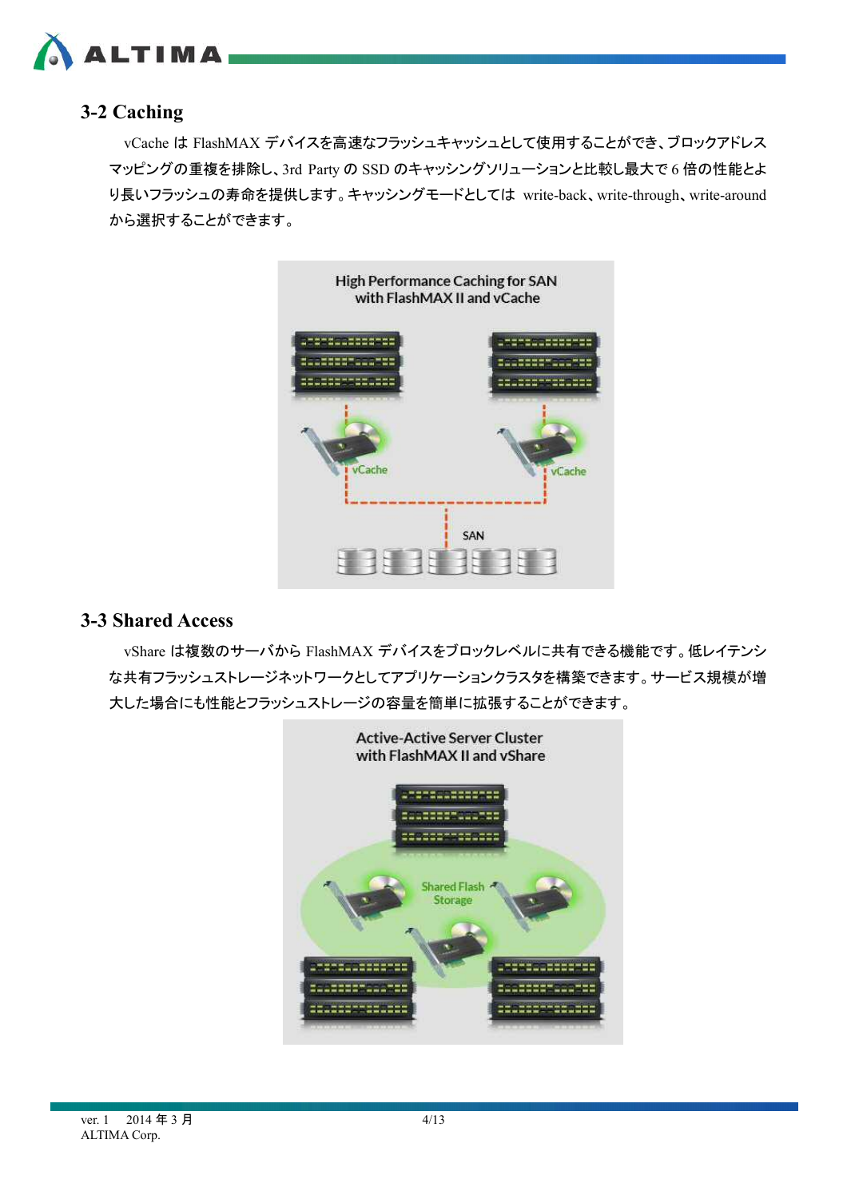## 3-2 Caching

vCache は FlashMAX デバイスを高速なフラッシュキャッシュとして使用することができ、ブロックアドレスマッピングの重複を排除し、3rd Party の SSD のキャッシングソリューションと比較し最大で 6 倍の性能とより長いフラッシュの寿命を提供します。キャッシングモードとしては write-back、write-through、write-around から選択することができます。

High Performance Caching for SAN
with FlashMAX II and vCache

vCache　vCache

SAN

## 3-3 Shared Access

vShare は複数のサーバから FlashMAX デバイスをブロックレベルに共有できる機能です。低レイテンシな共有フラッシュストレージネットワークとしてアプリケーションクラスタを構築できます。サービス規模が増大した場合にも性能とフラッシュストレージの容量を簡単に拡張することができます。

Active-Active Server Cluster
with FlashMAX II and vShare

Shared Flash
Storage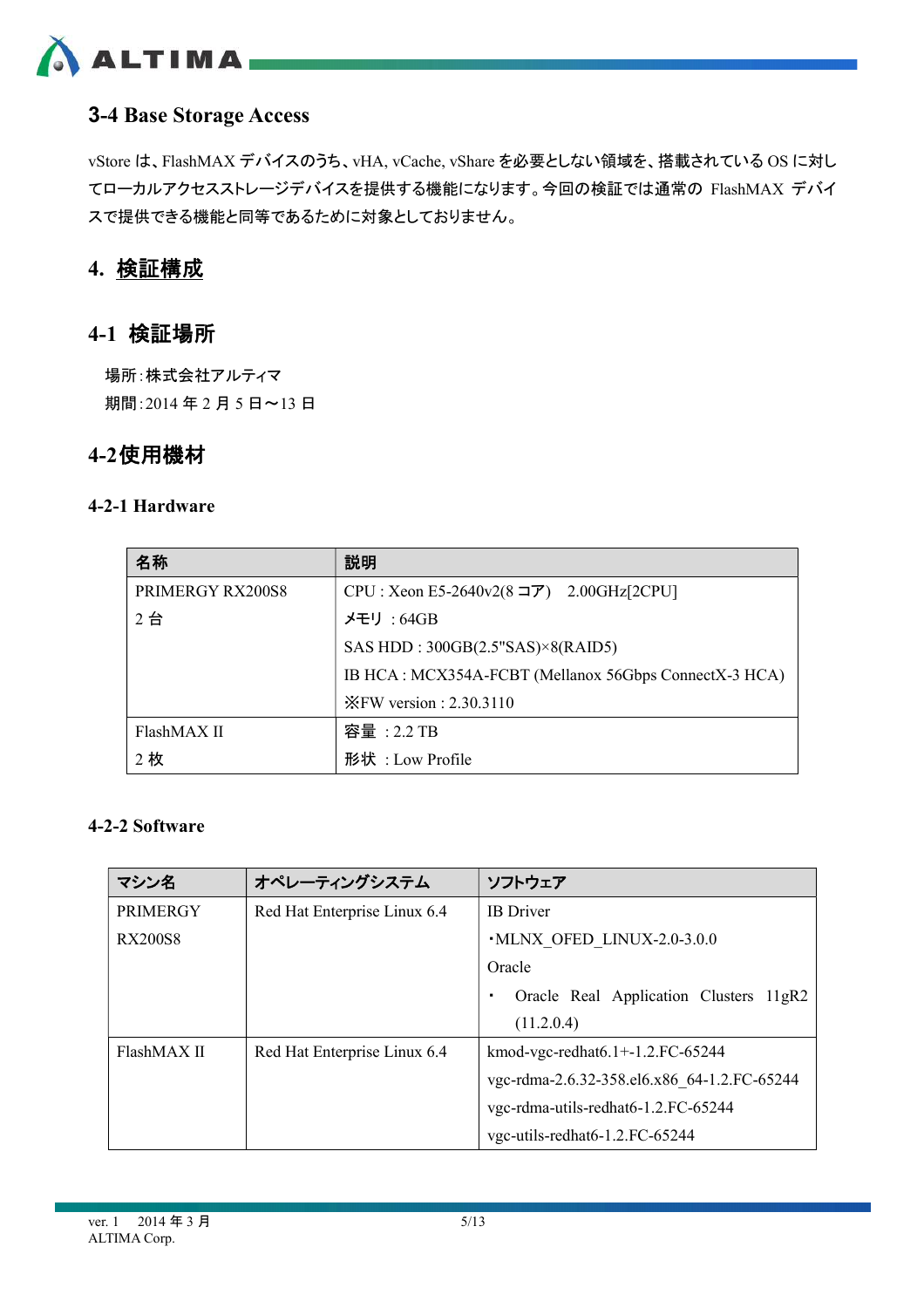## 3-4 Base Storage Access

vStore は、FlashMAX デバイスのうち、vHA, vCache, vShare を必要としない領域を、搭載されている OS に対しローカルアクセスストレージデバイスを提供する機能になります。今回の検証では通常の FlashMAX デバイスで提供できる機能と同等であるために対象としておりません。

# 4. 検証構成

## 4-1 検証場所

場所：株式会社アルティマ

期間：2014 年 2 月 5 日～13 日

## 4-2 使用機材

### 4-2-1 Hardware

| 名称 | 説明 |
|---|---|
| PRIMERGY RX200S8<br>2 台 | CPU : Xeon E5-2640v2(8 コア)　2.00GHz[2CPU]<br>メモリ : 64GB<br>SAS HDD : 300GB(2.5"SAS)×8(RAID5)<br>IB HCA : MCX354A-FCBT (Mellanox 56Gbps ConnectX-3 HCA)<br>※FW version : 2.30.3110 |
| FlashMAX II<br>2 枚 | 容量 : 2.2 TB<br>形状 : Low Profile |

### 4-2-2 Software

| マシン名 | オペレーティングシステム | ソフトウェア |
|---|---|---|
| PRIMERGY RX200S8 | Red Hat Enterprise Linux 6.4 | IB Driver<br>・MLNX_OFED_LINUX-2.0-3.0.0<br>Oracle<br>・ Oracle Real Application Clusters 11gR2 (11.2.0.4) |
| FlashMAX II | Red Hat Enterprise Linux 6.4 | kmod-vgc-redhat6.1+-1.2.FC-65244<br>vgc-rdma-2.6.32-358.el6.x86_64-1.2.FC-65244<br>vgc-rdma-utils-redhat6-1.2.FC-65244<br>vgc-utils-redhat6-1.2.FC-65244 |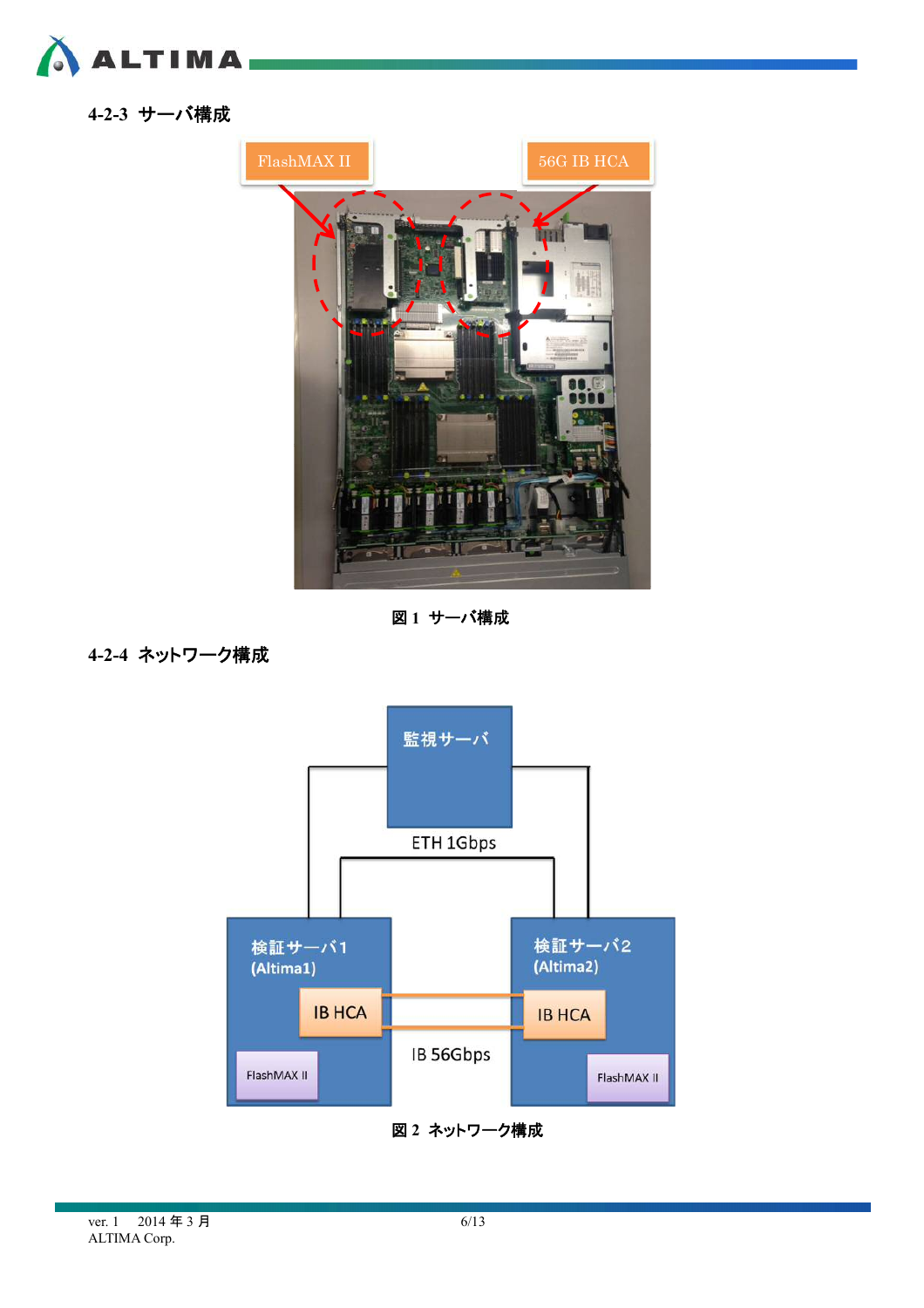### 4-2-3 サーバ構成

図 1 サーバ構成

### 4-2-4 ネットワーク構成

図 2 ネットワーク構成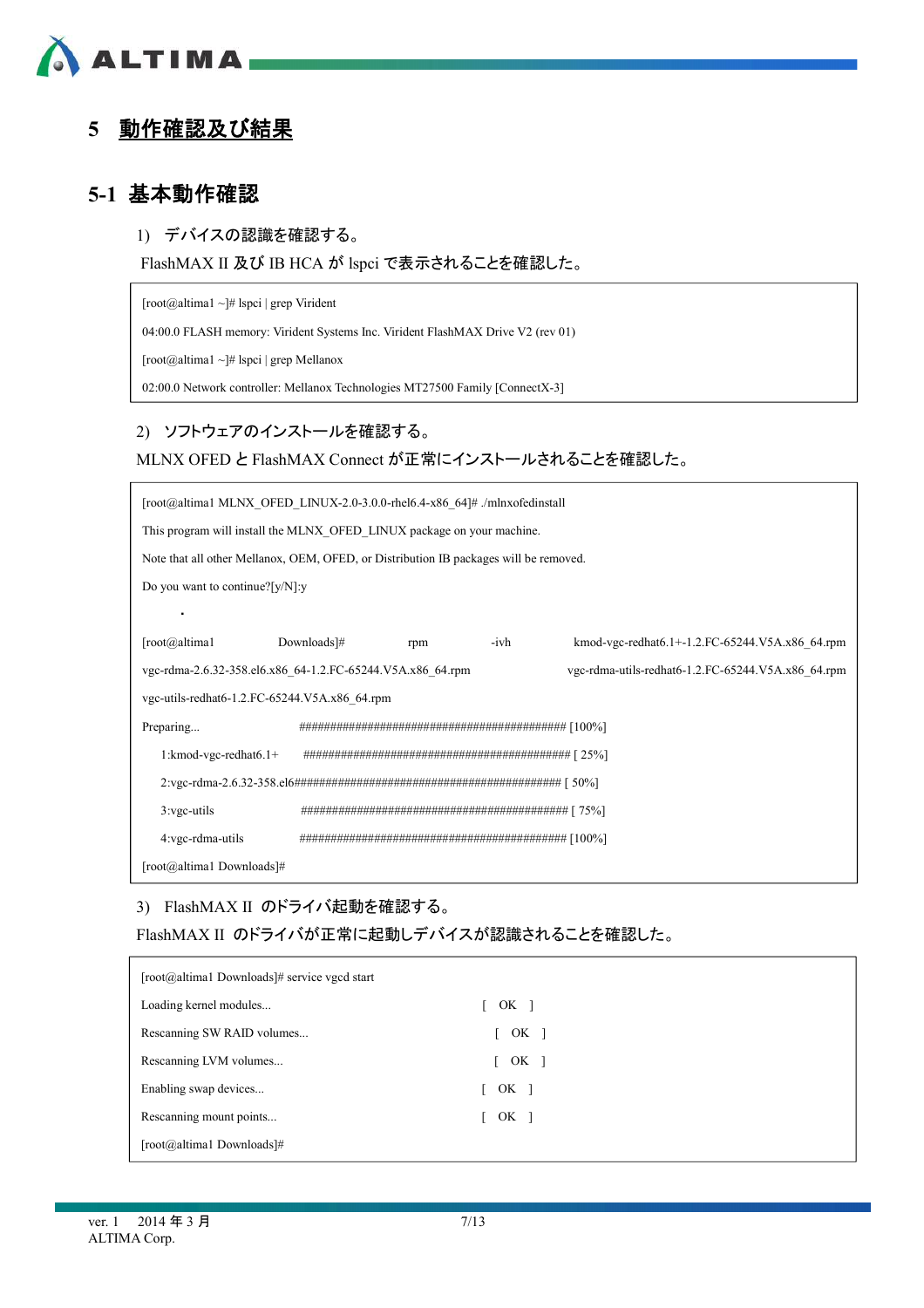# 5 動作確認及び結果

## 5-1 基本動作確認

1) デバイスの認識を確認する。

FlashMAX II 及び IB HCA が lspci で表示されることを確認した。

```
[root@altima1 ~]# lspci | grep Virident
04:00.0 FLASH memory: Virident Systems Inc. Virident FlashMAX Drive V2 (rev 01)
[root@altima1 ~]# lspci | grep Mellanox
02:00.0 Network controller: Mellanox Technologies MT27500 Family [ConnectX-3]
```

2) ソフトウェアのインストールを確認する。

MLNX OFED と FlashMAX Connect が正常にインストールされることを確認した。

```
[root@altima1 MLNX_OFED_LINUX-2.0-3.0.0-rhel6.4-x86_64]# ./mlnxofedinstall
This program will install the MLNX_OFED_LINUX package on your machine.
Note that all other Mellanox, OEM, OFED, or Distribution IB packages will be removed.
Do you want to continue?[y/N]:y
  .
[root@altima1 Downloads]# rpm -ivh kmod-vgc-redhat6.1+-1.2.FC-65244.V5A.x86_64.rpm
vgc-rdma-2.6.32-358.el6.x86_64-1.2.FC-65244.V5A.x86_64.rpm vgc-rdma-utils-redhat6-1.2.FC-65244.V5A.x86_64.rpm
vgc-utils-redhat6-1.2.FC-65244.V5A.x86_64.rpm
Preparing...                ########################################### [100%]
   1:kmod-vgc-redhat6.1+    ########################################### [ 25%]
   2:vgc-rdma-2.6.32-358.el6########################################### [ 50%]
   3:vgc-utils              ########################################### [ 75%]
   4:vgc-rdma-utils         ########################################### [100%]
[root@altima1 Downloads]#
```

3) FlashMAX II のドライバ起動を確認する。

FlashMAX II のドライバが正常に起動しデバイスが認識されることを確認した。

```
[root@altima1 Downloads]# service vgcd start
Loading kernel modules...                      [  OK  ]
Rescanning SW RAID volumes...                  [  OK  ]
Rescanning LVM volumes...                      [  OK  ]
Enabling swap devices...                       [  OK  ]
Rescanning mount points...                     [  OK  ]
[root@altima1 Downloads]#
```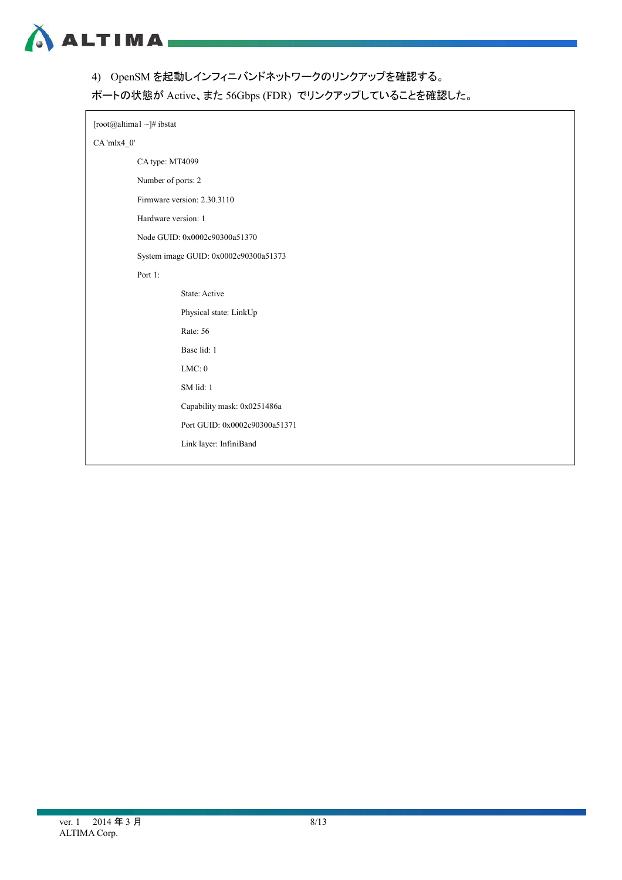4) OpenSM を起動しインフィニバンドネットワークのリンクアップを確認する。

ポートの状態が Active、また 56Gbps (FDR) でリンクアップしていることを確認した。

```
[root@altima1 ~]# ibstat
CA 'mlx4_0'
        CA type: MT4099
        Number of ports: 2
        Firmware version: 2.30.3110
        Hardware version: 1
        Node GUID: 0x0002c90300a51370
        System image GUID: 0x0002c90300a51373
        Port 1:
                State: Active
                Physical state: LinkUp
                Rate: 56
                Base lid: 1
                LMC: 0
                SM lid: 1
                Capability mask: 0x0251486a
                Port GUID: 0x0002c90300a51371
                Link layer: InfiniBand
```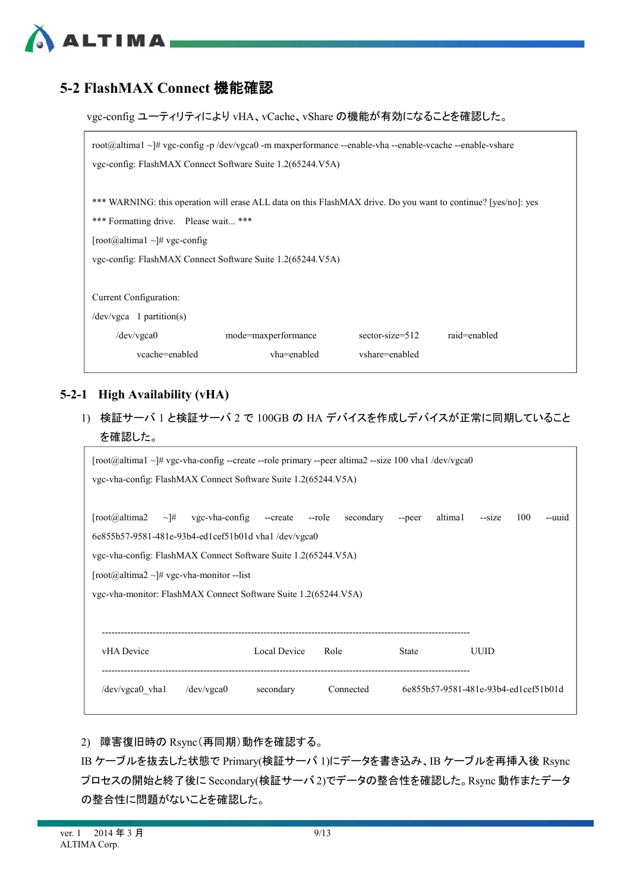## 5-2 FlashMAX Connect 機能確認

vgc-config ユーティリティにより vHA、vCache、vShare の機能が有効になることを確認した。

```
root@altima1 ~]# vgc-config -p /dev/vgca0 -m maxperformance --enable-vha --enable-vcache --enable-vshare
vgc-config: FlashMAX Connect Software Suite 1.2(65244.V5A)

*** WARNING: this operation will erase ALL data on this FlashMAX drive. Do you want to continue? [yes/no]: yes
*** Formatting drive.   Please wait... ***
[root@altima1 ~]# vgc-config
vgc-config: FlashMAX Connect Software Suite 1.2(65244.V5A)

Current Configuration:
/dev/vgca   1 partition(s)
      /dev/vgca0            mode=maxperformance          sector-size=512        raid=enabled
           vcache=enabled               vha=enabled          vshare=enabled
```

### 5-2-1 High Availability (vHA)

1) 検証サーバ 1 と検証サーバ 2 で 100GB の HA デバイスを作成しデバイスが正常に同期していることを確認した。

```
[root@altima1 ~]# vgc-vha-config --create --role primary --peer altima2 --size 100 vha1 /dev/vgca0
vgc-vha-config: FlashMAX Connect Software Suite 1.2(65244.V5A)

[root@altima2 ~]# vgc-vha-config --create --role secondary --peer altima1 --size 100 --uuid 6e855b57-9581-481e-93b4-ed1cef51b01d vha1 /dev/vgca0
vgc-vha-config: FlashMAX Connect Software Suite 1.2(65244.V5A)
[root@altima2 ~]# vgc-vha-monitor --list
vgc-vha-monitor: FlashMAX Connect Software Suite 1.2(65244.V5A)


  ----------------------------------------------------------------------------------------------------------------
  vHA Device                    Local Device    Role            State           UUID
  ----------------------------------------------------------------------------------------------------------------
  /dev/vgca0_vha1      /dev/vgca0       secondary        Connected        6e855b57-9581-481e-93b4-ed1cef51b01d
```

2) 障害復旧時の Rsync(再同期)動作を確認する。

IB ケーブルを抜去した状態で Primary(検証サーバ 1)にデータを書き込み、IB ケーブルを再挿入後 Rsync プロセスの開始と終了後に Secondary(検証サーバ 2)でデータの整合性を確認した。Rsync 動作またデータの整合性に問題がないことを確認した。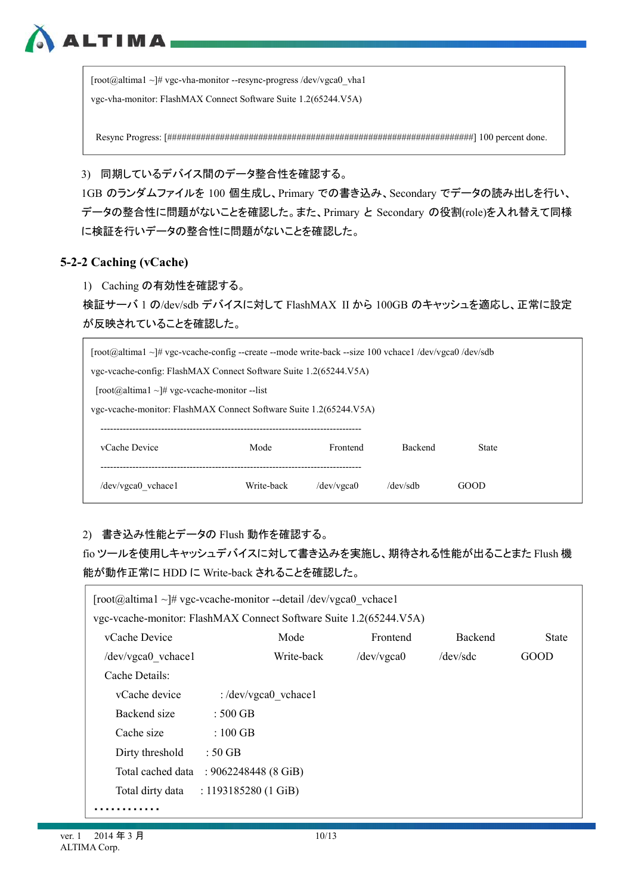```
[root@altima1 ~]# vgc-vha-monitor --resync-progress /dev/vgca0_vha1
vgc-vha-monitor: FlashMAX Connect Software Suite 1.2(65244.V5A)

 Resync Progress: [####################################################################] 100 percent done.
```

3) 同期しているデバイス間のデータ整合性を確認する。

1GB のランダムファイルを 100 個生成し、Primary での書き込み、Secondary でデータの読み出しを行い、データの整合性に問題がないことを確認した。また、Primary と Secondary の役割(role)を入れ替えて同様に検証を行いデータの整合性に問題がないことを確認した。

### 5-2-2 Caching (vCache)

1) Caching の有効性を確認する。

検証サーバ 1 の/dev/sdb デバイスに対して FlashMAX II から 100GB のキャッシュを適応し、正常に設定が反映されていることを確認した。

```
[root@altima1 ~]# vgc-vcache-config --create --mode write-back --size 100 vchace1 /dev/vgca0 /dev/sdb
vgc-vcache-config: FlashMAX Connect Software Suite 1.2(65244.V5A)
 [root@altima1 ~]# vgc-vcache-monitor --list
vgc-vcache-monitor: FlashMAX Connect Software Suite 1.2(65244.V5A)
  --------------------------------------------------------------------------------
  vCache Device                Mode          Frontend        Backend        State
  --------------------------------------------------------------------------------
  /dev/vgca0_vchace1           Write-back    /dev/vgca0      /dev/sdb       GOOD
```

2) 書き込み性能とデータの Flush 動作を確認する。

fio ツールを使用しキャッシュデバイスに対して書き込みを実施し、期待される性能が出ることまた Flush 機能が動作正常に HDD に Write-back されることを確認した。

```
[root@altima1 ~]# vgc-vcache-monitor --detail /dev/vgca0_vchace1
vgc-vcache-monitor: FlashMAX Connect Software Suite 1.2(65244.V5A)
  vCache Device                Mode          Frontend        Backend        State
  /dev/vgca0_vchace1           Write-back    /dev/vgca0      /dev/sdc       GOOD
  Cache Details:
     vCache device        : /dev/vgca0_vchace1
     Backend size        : 500 GB
     Cache size          : 100 GB
     Dirty threshold    : 50 GB
     Total cached data   : 9062248448 (8 GiB)
     Total dirty data    : 1193185280 (1 GiB)
............
```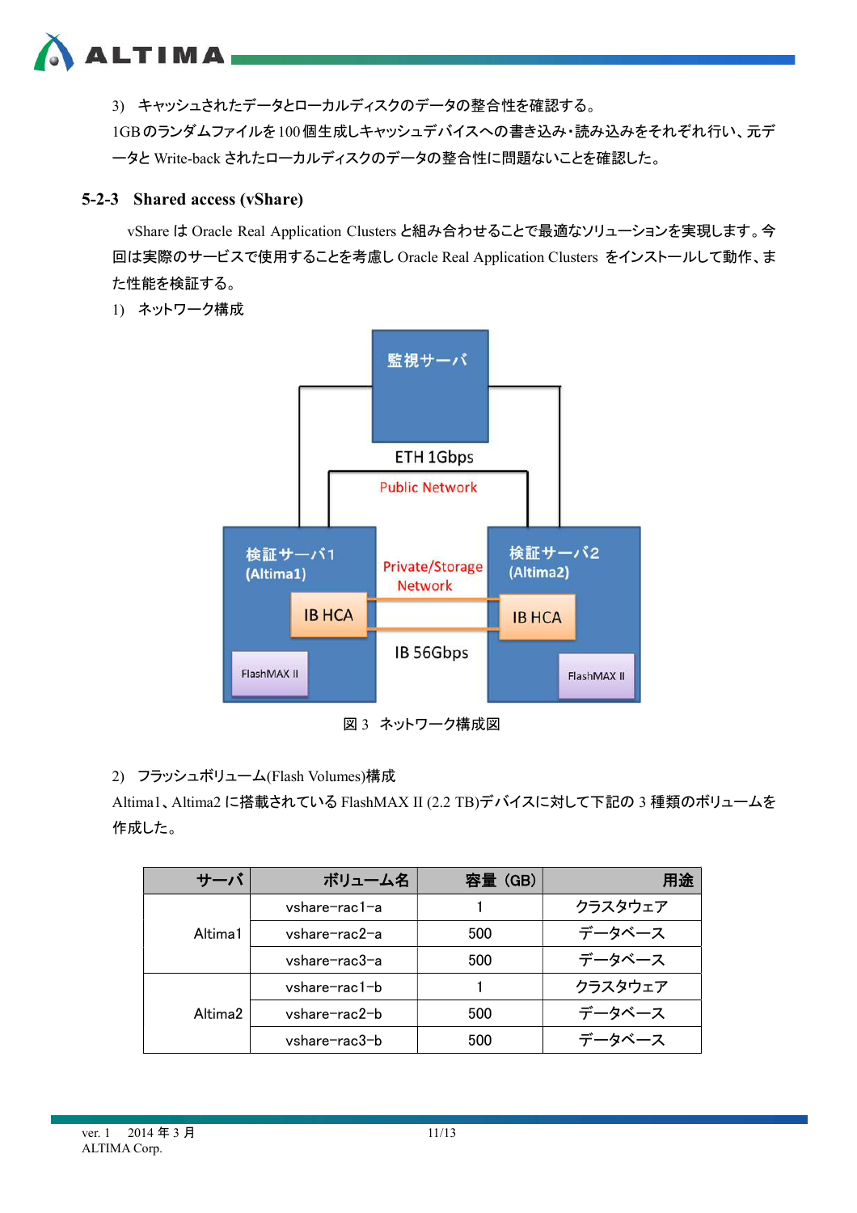3)　キャッシュされたデータとローカルディスクのデータの整合性を確認する。

1GB のランダムファイルを 100 個生成しキャッシュデバイスへの書き込み・読み込みをそれぞれ行い、元データと Write-back されたローカルディスクのデータの整合性に問題ないことを確認した。

### 5-2-3　Shared access (vShare)

vShare は Oracle Real Application Clusters と組み合わせることで最適なソリューションを実現します。今回は実際のサービスで使用することを考慮し Oracle Real Application Clusters をインストールして動作、また性能を検証する。

1)　ネットワーク構成

監視サーバ

ETH 1Gbps

Public Network

検証サーバ1 (Altima1)

IB HCA

FlashMAX II

Private/Storage Network

IB 56Gbps

検証サーバ2 (Altima2)

IB HCA

FlashMAX II

図 3　ネットワーク構成図

2)　フラッシュボリューム(Flash Volumes)構成

Altima1、Altima2 に搭載されている FlashMAX II (2.2 TB)デバイスに対して下記の 3 種類のボリュームを作成した。

| サーバ | ボリューム名 | 容量 (GB) | 用途 |
|---|---|---|---|
| Altima1 | vshare-rac1-a | 1 | クラスタウェア |
| | vshare-rac2-a | 500 | データベース |
| | vshare-rac3-a | 500 | データベース |
| Altima2 | vshare-rac1-b | 1 | クラスタウェア |
| | vshare-rac2-b | 500 | データベース |
| | vshare-rac3-b | 500 | データベース |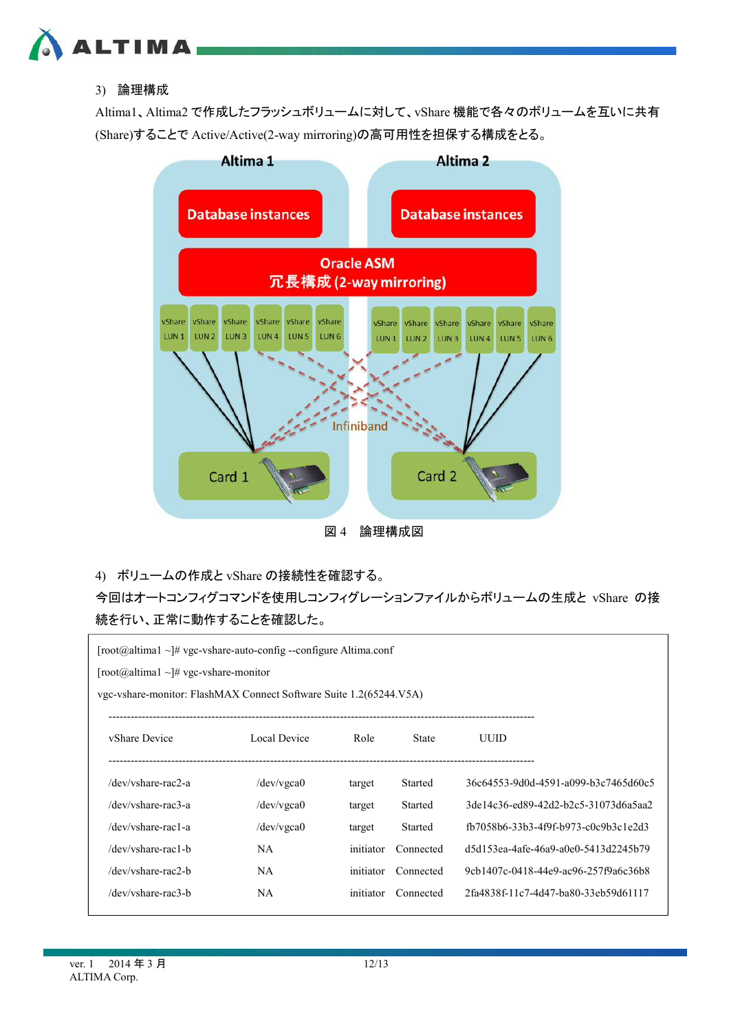3) 論理構成

Altima1、Altima2 で作成したフラッシュボリュームに対して、vShare 機能で各々のボリュームを互いに共有(Share)することで Active/Active(2-way mirroring)の高可用性を担保する構成をとる。

図 4　論理構成図

4) ボリュームの作成と vShare の接続性を確認する。

今回はオートコンフィグコマンドを使用しコンフィグレーションファイルからボリュームの生成と vShare の接続を行い、正常に動作することを確認した。

```
[root@altima1 ~]# vgc-vshare-auto-config --configure Altima.conf
[root@altima1 ~]# vgc-vshare-monitor
vgc-vshare-monitor: FlashMAX Connect Software Suite 1.2(65244.V5A)
------------------------------------------------------------------------------------------------
vShare Device          Local Device     Role       State       UUID
------------------------------------------------------------------------------------------------
/dev/vshare-rac2-a     /dev/vgca0       target     Started     36c64553-9d0d-4591-a099-b3c7465d60c5
/dev/vshare-rac3-a     /dev/vgca0       target     Started     3de14c36-ed89-42d2-b2c5-31073d6a5aa2
/dev/vshare-rac1-a     /dev/vgca0       target     Started     fb7058b6-33b3-4f9f-b973-c0c9b3c1e2d3
/dev/vshare-rac1-b     NA               initiator  Connected   d5d153ea-4afe-46a9-a0e0-5413d2245b79
/dev/vshare-rac2-b     NA               initiator  Connected   9cb1407c-0418-44e9-ac96-257f9a6c36b8
/dev/vshare-rac3-b     NA               initiator  Connected   2fa4838f-11c7-4d47-ba80-33eb59d61117
```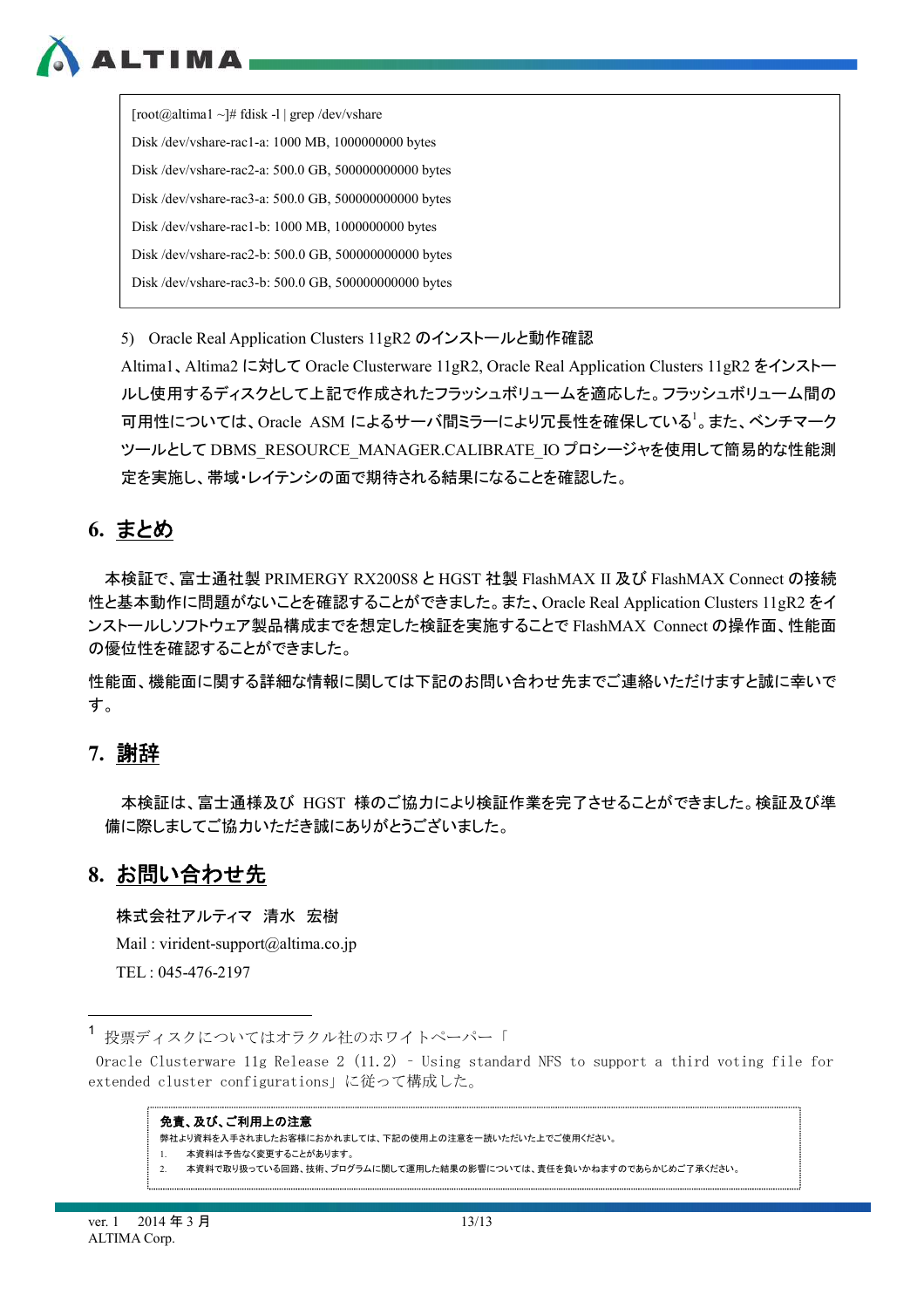```
[root@altima1 ~]# fdisk -l | grep /dev/vshare
Disk /dev/vshare-rac1-a: 1000 MB, 1000000000 bytes
Disk /dev/vshare-rac2-a: 500.0 GB, 500000000000 bytes
Disk /dev/vshare-rac3-a: 500.0 GB, 500000000000 bytes
Disk /dev/vshare-rac1-b: 1000 MB, 1000000000 bytes
Disk /dev/vshare-rac2-b: 500.0 GB, 500000000000 bytes
Disk /dev/vshare-rac3-b: 500.0 GB, 500000000000 bytes
```

5) Oracle Real Application Clusters 11gR2 のインストールと動作確認

Altima1、Altima2 に対して Oracle Clusterware 11gR2, Oracle Real Application Clusters 11gR2 をインストールし使用するディスクとして上記で作成されたフラッシュボリュームを適応した。フラッシュボリューム間の可用性については、Oracle ASM によるサーバ間ミラーにより冗長性を確保している[1]。また、ベンチマークツールとして DBMS_RESOURCE_MANAGER.CALIBRATE_IO プロシージャを使用して簡易的な性能測定を実施し、帯域・レイテンシの面で期待される結果になることを確認した。

## 6. まとめ

本検証で、富士通社製 PRIMERGY RX200S8 と HGST 社製 FlashMAX II 及び FlashMAX Connect の接続性と基本動作に問題がないことを確認することができました。また、Oracle Real Application Clusters 11gR2 をインストールしソフトウェア製品構成までを想定した検証を実施することで FlashMAX Connect の操作面、性能面の優位性を確認することができました。

性能面、機能面に関する詳細な情報に関しては下記のお問い合わせ先までご連絡いただけますと誠に幸いです。

## 7. 謝辞

本検証は、富士通様及び HGST 様のご協力により検証作業を完了させることができました。検証及び準備に際しましてご協力いただき誠にありがとうございました。

## 8. お問い合わせ先

株式会社アルティマ 清水 宏樹

Mail : virident-support@altima.co.jp

TEL : 045-476-2197

---

[1] 投票ディスクについてはオラクル社のホワイトペーパー「Oracle Clusterware 11g Release 2 (11.2) – Using standard NFS to support a third voting file for extended cluster configurations」に従って構成した。

**免責、及び、ご利用上の注意**

弊社より資料を入手されましたお客様におかれましては、下記の使用上の注意を一読いただいた上でご使用ください。

1. 本資料は予告なく変更することがあります。
2. 本資料で取り扱っている回路、技術、プログラムに関して運用した結果の影響については、責任を負いかねますのであらかじめご了承ください。

ver. 1 2014 年 3 月
ALTIMA Corp.